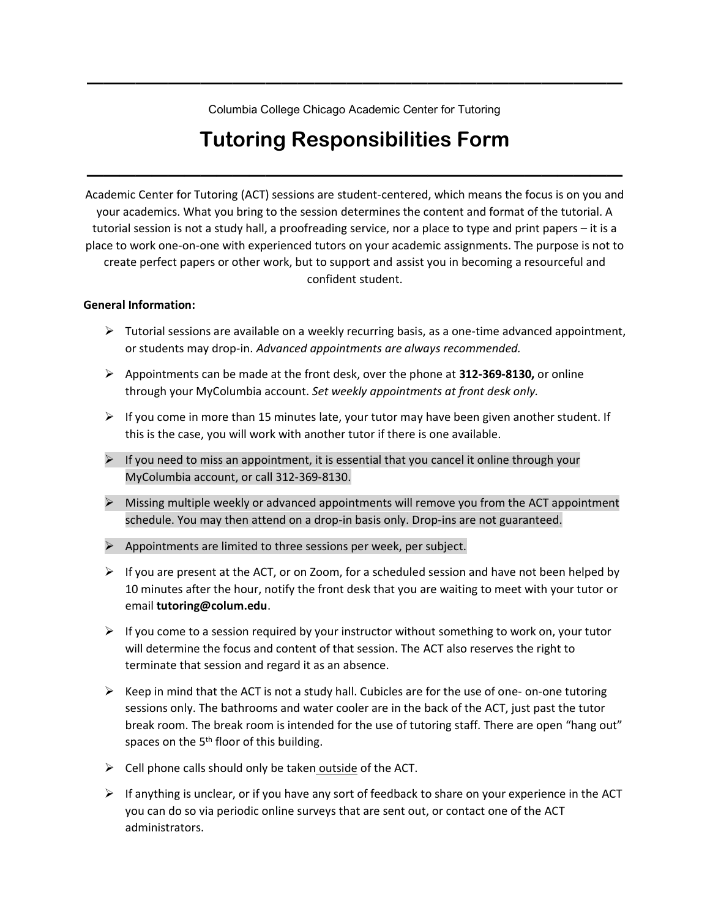Columbia College Chicago Academic Center for Tutoring

# Tutoring Responsibilities Form

Academic Center for Tutoring (ACT) sessions are student-centered, which means the focus is on you and your academics. What you bring to the session determines the content and format of the tutorial. A tutorial session is not a study hall, a proofreading service, nor a place to type and print papers – it is a place to work one-on-one with experienced tutors on your academic assignments. The purpose is not to create perfect papers or other work, but to support and assist you in becoming a resourceful and confident student.

**General Information:**

- Tutorial sessions are available on a weekly recurring basis, as a one-time advanced appointment, or students may drop-in. *Advanced appointments are always recommended.*
- Appointments can be made at the front desk, over the phone at **312-369-8130,** or online through your MyColumbia account. *Set weekly appointments at front desk only.*
- If you come in more than 15 minutes late, your tutor may have been given another student. If this is the case, you will work with another tutor if there is one available.
- If you need to miss an appointment, it is essential that you cancel it online through your MyColumbia account, or call 312-369-8130.
- Missing multiple weekly or advanced appointments will remove you from the ACT appointment schedule. You may then attend on a drop-in basis only. Drop-ins are not guaranteed.
- Appointments are limited to three sessions per week, per subject.
- If you are present at the ACT, or on Zoom, for a scheduled session and have not been helped by 10 minutes after the hour, notify the front desk that you are waiting to meet with your tutor or email **tutoring@colum.edu**.
- If you come to a session required by your instructor without something to work on, your tutor will determine the focus and content of that session. The ACT also reserves the right to terminate that session and regard it as an absence.
- Keep in mind that the ACT is not a study hall. Cubicles are for the use of one- on-one tutoring sessions only. The bathrooms and water cooler are in the back of the ACT, just past the tutor break room. The break room is intended for the use of tutoring staff. There are open "hang out" spaces on the 5th floor of this building.
- Cell phone calls should only be taken outside of the ACT.
- If anything is unclear, or if you have any sort of feedback to share on your experience in the ACT you can do so via periodic online surveys that are sent out, or contact one of the ACT administrators.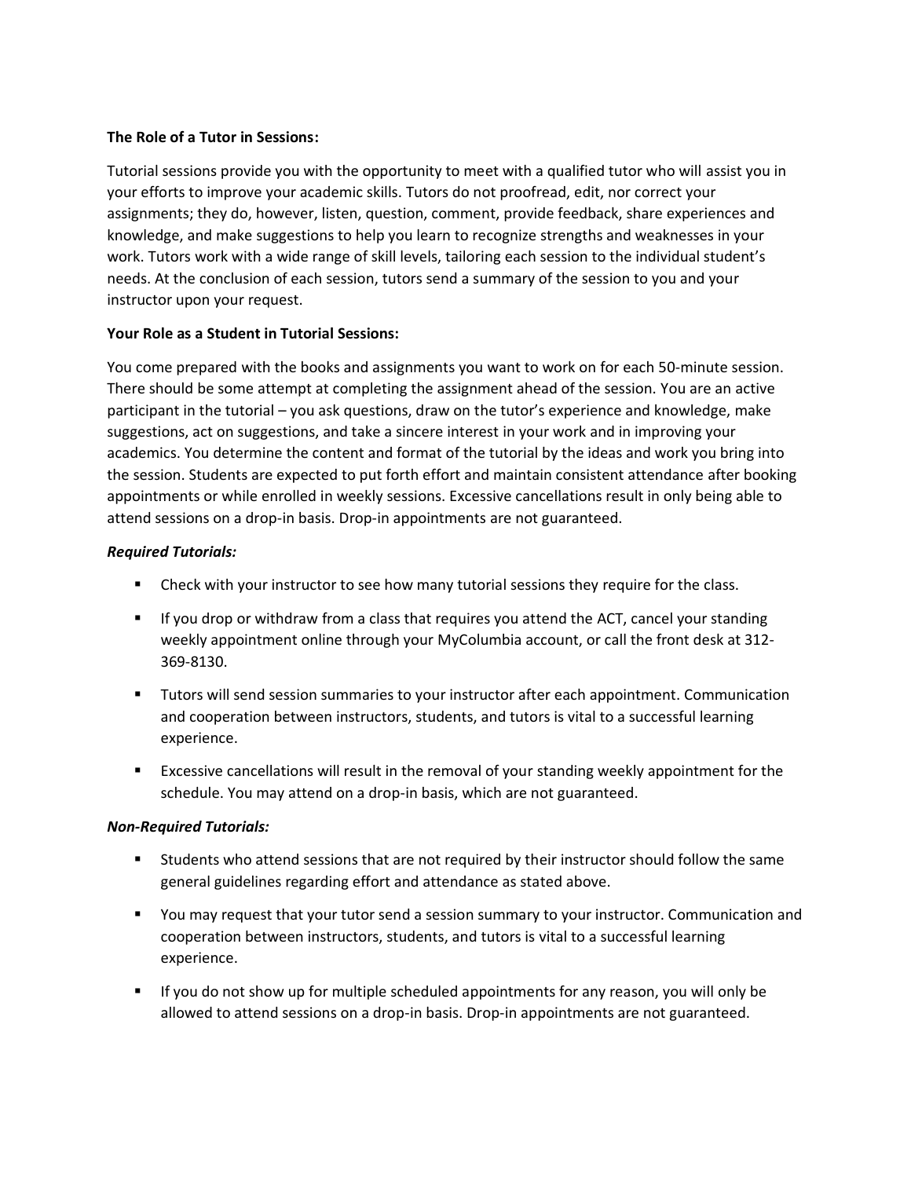**The Role of a Tutor in Sessions:**

Tutorial sessions provide you with the opportunity to meet with a qualified tutor who will assist you in your efforts to improve your academic skills. Tutors do not proofread, edit, nor correct your assignments; they do, however, listen, question, comment, provide feedback, share experiences and knowledge, and make suggestions to help you learn to recognize strengths and weaknesses in your work. Tutors work with a wide range of skill levels, tailoring each session to the individual student's needs. At the conclusion of each session, tutors send a summary of the session to you and your instructor upon your request.

**Your Role as a Student in Tutorial Sessions:**

You come prepared with the books and assignments you want to work on for each 50-minute session. There should be some attempt at completing the assignment ahead of the session. You are an active participant in the tutorial – you ask questions, draw on the tutor's experience and knowledge, make suggestions, act on suggestions, and take a sincere interest in your work and in improving your academics. You determine the content and format of the tutorial by the ideas and work you bring into the session. Students are expected to put forth effort and maintain consistent attendance after booking appointments or while enrolled in weekly sessions. Excessive cancellations result in only being able to attend sessions on a drop-in basis. Drop-in appointments are not guaranteed.

***Required Tutorials:***

- Check with your instructor to see how many tutorial sessions they require for the class.
- If you drop or withdraw from a class that requires you attend the ACT, cancel your standing weekly appointment online through your MyColumbia account, or call the front desk at 312-369-8130.
- Tutors will send session summaries to your instructor after each appointment. Communication and cooperation between instructors, students, and tutors is vital to a successful learning experience.
- Excessive cancellations will result in the removal of your standing weekly appointment for the schedule. You may attend on a drop-in basis, which are not guaranteed.

***Non-Required Tutorials:***

- Students who attend sessions that are not required by their instructor should follow the same general guidelines regarding effort and attendance as stated above.
- You may request that your tutor send a session summary to your instructor. Communication and cooperation between instructors, students, and tutors is vital to a successful learning experience.
- If you do not show up for multiple scheduled appointments for any reason, you will only be allowed to attend sessions on a drop-in basis. Drop-in appointments are not guaranteed.